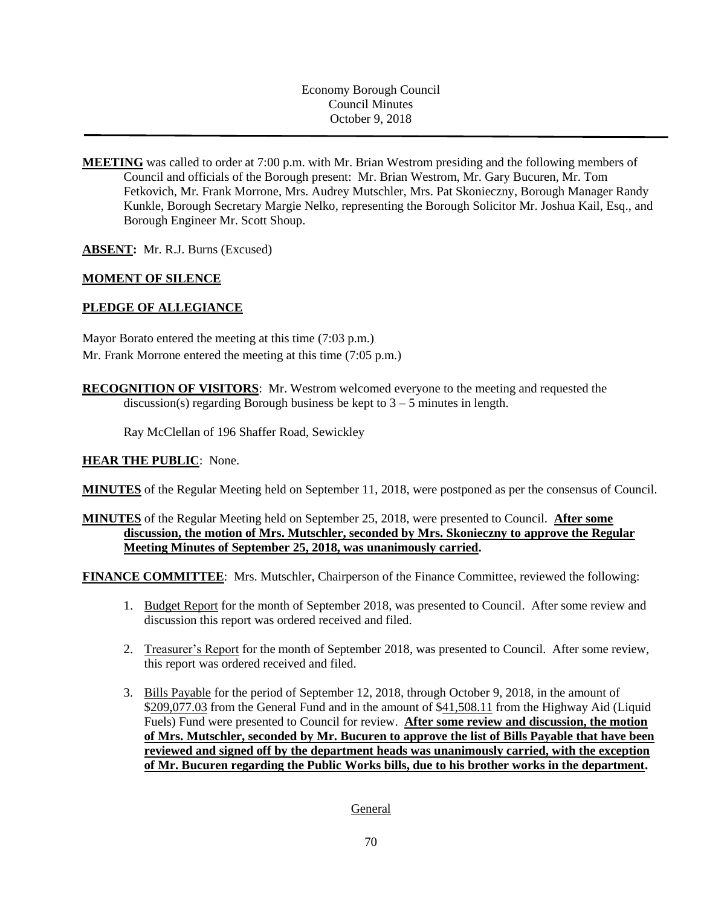Economy Borough Council
Council Minutes
October 9, 2018

---

**MEETING** was called to order at 7:00 p.m. with Mr. Brian Westrom presiding and the following members of Council and officials of the Borough present: Mr. Brian Westrom, Mr. Gary Bucuren, Mr. Tom Fetkovich, Mr. Frank Morrone, Mrs. Audrey Mutschler, Mrs. Pat Skonieczny, Borough Manager Randy Kunkle, Borough Secretary Margie Nelko, representing the Borough Solicitor Mr. Joshua Kail, Esq., and Borough Engineer Mr. Scott Shoup.

**ABSENT:** Mr. R.J. Burns (Excused)

**MOMENT OF SILENCE**

**PLEDGE OF ALLEGIANCE**

Mayor Borato entered the meeting at this time (7:03 p.m.)
Mr. Frank Morrone entered the meeting at this time (7:05 p.m.)

**RECOGNITION OF VISITORS**: Mr. Westrom welcomed everyone to the meeting and requested the discussion(s) regarding Borough business be kept to 3 – 5 minutes in length.

Ray McClellan of 196 Shaffer Road, Sewickley

**HEAR THE PUBLIC**: None.

**MINUTES** of the Regular Meeting held on September 11, 2018, were postponed as per the consensus of Council.

**MINUTES** of the Regular Meeting held on September 25, 2018, were presented to Council. **After some discussion, the motion of Mrs. Mutschler, seconded by Mrs. Skonieczny to approve the Regular Meeting Minutes of September 25, 2018, was unanimously carried.**

**FINANCE COMMITTEE**: Mrs. Mutschler, Chairperson of the Finance Committee, reviewed the following:

1. Budget Report for the month of September 2018, was presented to Council. After some review and discussion this report was ordered received and filed.

2. Treasurer's Report for the month of September 2018, was presented to Council. After some review, this report was ordered received and filed.

3. Bills Payable for the period of September 12, 2018, through October 9, 2018, in the amount of $209,077.03 from the General Fund and in the amount of $41,508.11 from the Highway Aid (Liquid Fuels) Fund were presented to Council for review. **After some review and discussion, the motion of Mrs. Mutschler, seconded by Mr. Bucuren to approve the list of Bills Payable that have been reviewed and signed off by the department heads was unanimously carried, with the exception of Mr. Bucuren regarding the Public Works bills, due to his brother works in the department.**

General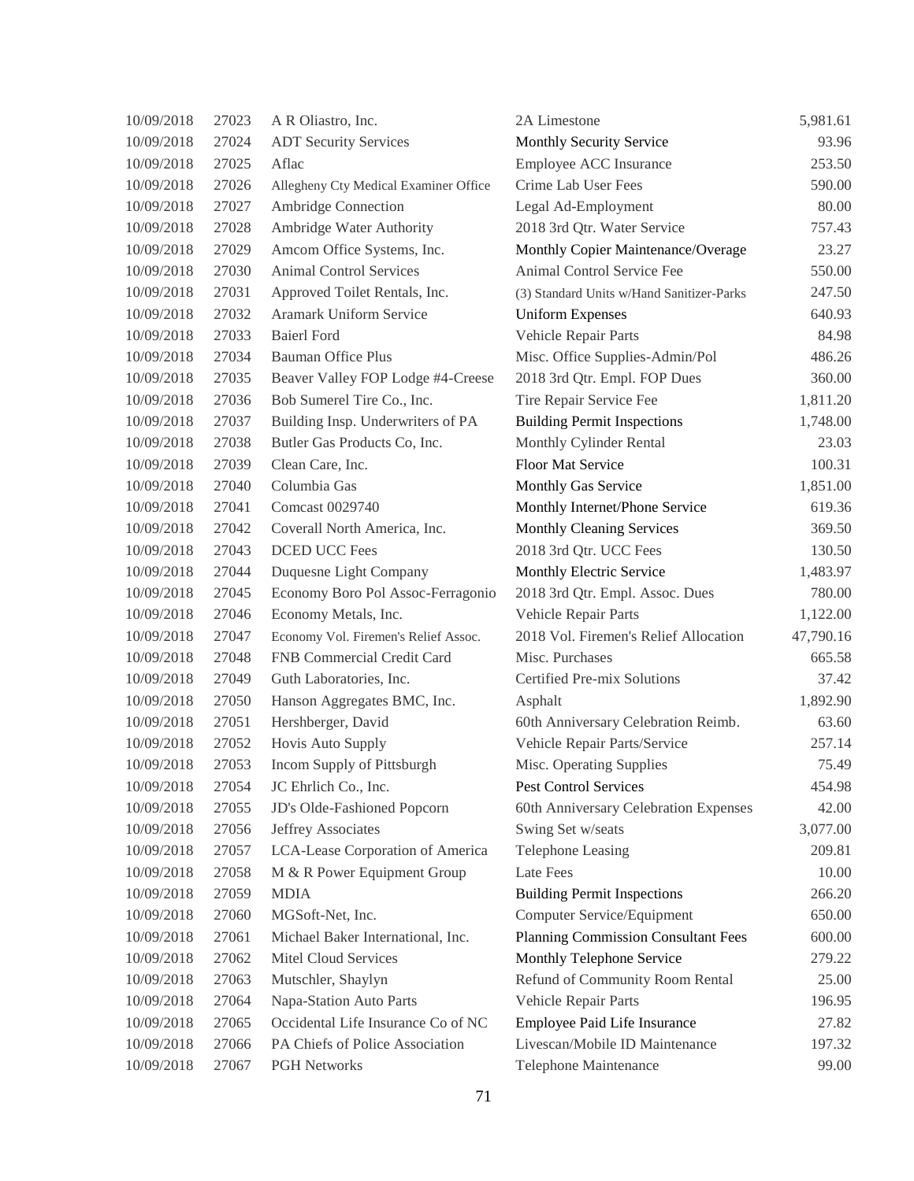| | | | | |
|---|---|---|---|---|
| 10/09/2018 | 27023 | A R Oliastro, Inc. | 2A Limestone | 5,981.61 |
| 10/09/2018 | 27024 | ADT Security Services | Monthly Security Service | 93.96 |
| 10/09/2018 | 27025 | Aflac | Employee ACC Insurance | 253.50 |
| 10/09/2018 | 27026 | Allegheny Cty Medical Examiner Office | Crime Lab User Fees | 590.00 |
| 10/09/2018 | 27027 | Ambridge Connection | Legal Ad-Employment | 80.00 |
| 10/09/2018 | 27028 | Ambridge Water Authority | 2018 3rd Qtr. Water Service | 757.43 |
| 10/09/2018 | 27029 | Amcom Office Systems, Inc. | Monthly Copier Maintenance/Overage | 23.27 |
| 10/09/2018 | 27030 | Animal Control Services | Animal Control Service Fee | 550.00 |
| 10/09/2018 | 27031 | Approved Toilet Rentals, Inc. | (3) Standard Units w/Hand Sanitizer-Parks | 247.50 |
| 10/09/2018 | 27032 | Aramark Uniform Service | Uniform Expenses | 640.93 |
| 10/09/2018 | 27033 | Baierl Ford | Vehicle Repair Parts | 84.98 |
| 10/09/2018 | 27034 | Bauman Office Plus | Misc. Office Supplies-Admin/Pol | 486.26 |
| 10/09/2018 | 27035 | Beaver Valley FOP Lodge #4-Creese | 2018 3rd Qtr. Empl. FOP Dues | 360.00 |
| 10/09/2018 | 27036 | Bob Sumerel Tire Co., Inc. | Tire Repair Service Fee | 1,811.20 |
| 10/09/2018 | 27037 | Building Insp. Underwriters of PA | Building Permit Inspections | 1,748.00 |
| 10/09/2018 | 27038 | Butler Gas Products Co, Inc. | Monthly Cylinder Rental | 23.03 |
| 10/09/2018 | 27039 | Clean Care, Inc. | Floor Mat Service | 100.31 |
| 10/09/2018 | 27040 | Columbia Gas | Monthly Gas Service | 1,851.00 |
| 10/09/2018 | 27041 | Comcast 0029740 | Monthly Internet/Phone Service | 619.36 |
| 10/09/2018 | 27042 | Coverall North America, Inc. | Monthly Cleaning Services | 369.50 |
| 10/09/2018 | 27043 | DCED UCC Fees | 2018 3rd Qtr. UCC Fees | 130.50 |
| 10/09/2018 | 27044 | Duquesne Light Company | Monthly Electric Service | 1,483.97 |
| 10/09/2018 | 27045 | Economy Boro Pol Assoc-Ferragonio | 2018 3rd Qtr. Empl. Assoc. Dues | 780.00 |
| 10/09/2018 | 27046 | Economy Metals, Inc. | Vehicle Repair Parts | 1,122.00 |
| 10/09/2018 | 27047 | Economy Vol. Firemen's Relief Assoc. | 2018 Vol. Firemen's Relief Allocation | 47,790.16 |
| 10/09/2018 | 27048 | FNB Commercial Credit Card | Misc. Purchases | 665.58 |
| 10/09/2018 | 27049 | Guth Laboratories, Inc. | Certified Pre-mix Solutions | 37.42 |
| 10/09/2018 | 27050 | Hanson Aggregates BMC, Inc. | Asphalt | 1,892.90 |
| 10/09/2018 | 27051 | Hershberger, David | 60th Anniversary Celebration Reimb. | 63.60 |
| 10/09/2018 | 27052 | Hovis Auto Supply | Vehicle Repair Parts/Service | 257.14 |
| 10/09/2018 | 27053 | Incom Supply of Pittsburgh | Misc. Operating Supplies | 75.49 |
| 10/09/2018 | 27054 | JC Ehrlich Co., Inc. | Pest Control Services | 454.98 |
| 10/09/2018 | 27055 | JD's Olde-Fashioned Popcorn | 60th Anniversary Celebration Expenses | 42.00 |
| 10/09/2018 | 27056 | Jeffrey Associates | Swing Set w/seats | 3,077.00 |
| 10/09/2018 | 27057 | LCA-Lease Corporation of America | Telephone Leasing | 209.81 |
| 10/09/2018 | 27058 | M & R Power Equipment Group | Late Fees | 10.00 |
| 10/09/2018 | 27059 | MDIA | Building Permit Inspections | 266.20 |
| 10/09/2018 | 27060 | MGSoft-Net, Inc. | Computer Service/Equipment | 650.00 |
| 10/09/2018 | 27061 | Michael Baker International, Inc. | Planning Commission Consultant Fees | 600.00 |
| 10/09/2018 | 27062 | Mitel Cloud Services | Monthly Telephone Service | 279.22 |
| 10/09/2018 | 27063 | Mutschler, Shaylyn | Refund of Community Room Rental | 25.00 |
| 10/09/2018 | 27064 | Napa-Station Auto Parts | Vehicle Repair Parts | 196.95 |
| 10/09/2018 | 27065 | Occidental Life Insurance Co of NC | Employee Paid Life Insurance | 27.82 |
| 10/09/2018 | 27066 | PA Chiefs of Police Association | Livescan/Mobile ID Maintenance | 197.32 |
| 10/09/2018 | 27067 | PGH Networks | Telephone Maintenance | 99.00 |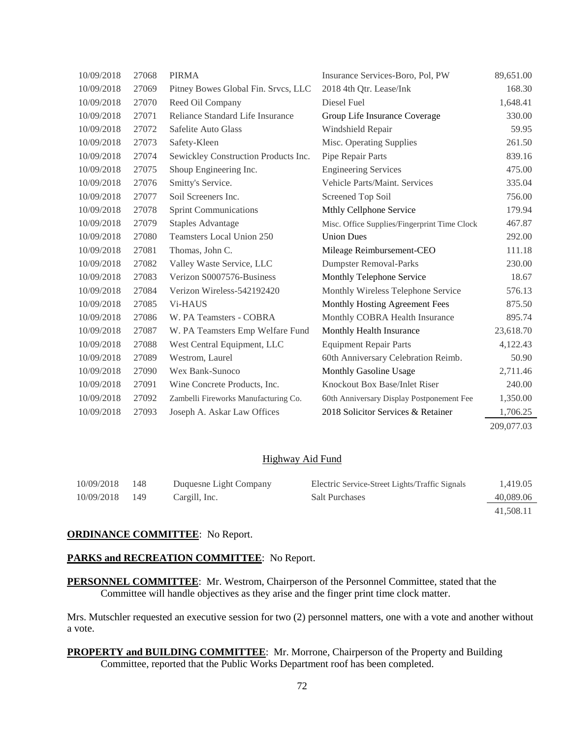| | | | | |
|---|---|---|---|---|
| 10/09/2018 | 27068 | PIRMA | Insurance Services-Boro, Pol, PW | 89,651.00 |
| 10/09/2018 | 27069 | Pitney Bowes Global Fin. Srvcs, LLC | 2018 4th Qtr. Lease/Ink | 168.30 |
| 10/09/2018 | 27070 | Reed Oil Company | Diesel Fuel | 1,648.41 |
| 10/09/2018 | 27071 | Reliance Standard Life Insurance | Group Life Insurance Coverage | 330.00 |
| 10/09/2018 | 27072 | Safelite Auto Glass | Windshield Repair | 59.95 |
| 10/09/2018 | 27073 | Safety-Kleen | Misc. Operating Supplies | 261.50 |
| 10/09/2018 | 27074 | Sewickley Construction Products Inc. | Pipe Repair Parts | 839.16 |
| 10/09/2018 | 27075 | Shoup Engineering Inc. | Engineering Services | 475.00 |
| 10/09/2018 | 27076 | Smitty's Service. | Vehicle Parts/Maint. Services | 335.04 |
| 10/09/2018 | 27077 | Soil Screeners Inc. | Screened Top Soil | 756.00 |
| 10/09/2018 | 27078 | Sprint Communications | Mthly Cellphone Service | 179.94 |
| 10/09/2018 | 27079 | Staples Advantage | Misc. Office Supplies/Fingerprint Time Clock | 467.87 |
| 10/09/2018 | 27080 | Teamsters Local Union 250 | Union Dues | 292.00 |
| 10/09/2018 | 27081 | Thomas, John C. | Mileage Reimbursement-CEO | 111.18 |
| 10/09/2018 | 27082 | Valley Waste Service, LLC | Dumpster Removal-Parks | 230.00 |
| 10/09/2018 | 27083 | Verizon S0007576-Business | Monthly Telephone Service | 18.67 |
| 10/09/2018 | 27084 | Verizon Wireless-542192420 | Monthly Wireless Telephone Service | 576.13 |
| 10/09/2018 | 27085 | Vi-HAUS | Monthly Hosting Agreement Fees | 875.50 |
| 10/09/2018 | 27086 | W. PA Teamsters - COBRA | Monthly COBRA Health Insurance | 895.74 |
| 10/09/2018 | 27087 | W. PA Teamsters Emp Welfare Fund | Monthly Health Insurance | 23,618.70 |
| 10/09/2018 | 27088 | West Central Equipment, LLC | Equipment Repair Parts | 4,122.43 |
| 10/09/2018 | 27089 | Westrom, Laurel | 60th Anniversary Celebration Reimb. | 50.90 |
| 10/09/2018 | 27090 | Wex Bank-Sunoco | Monthly Gasoline Usage | 2,711.46 |
| 10/09/2018 | 27091 | Wine Concrete Products, Inc. | Knockout Box Base/Inlet Riser | 240.00 |
| 10/09/2018 | 27092 | Zambelli Fireworks Manufacturing Co. | 60th Anniversary Display Postponement Fee | 1,350.00 |
| 10/09/2018 | 27093 | Joseph A. Askar Law Offices | 2018 Solicitor Services & Retainer | 1,706.25 |
| | | | | 209,077.03 |

## Highway Aid Fund

| | | | | |
|---|---|---|---|---|
| 10/09/2018 | 148 | Duquesne Light Company | Electric Service-Street Lights/Traffic Signals | 1,419.05 |
| 10/09/2018 | 149 | Cargill, Inc. | Salt Purchases | 40,089.06 |
| | | | | 41,508.11 |

**ORDINANCE COMMITTEE**: No Report.

**PARKS and RECREATION COMMITTEE**: No Report.

**PERSONNEL COMMITTEE**: Mr. Westrom, Chairperson of the Personnel Committee, stated that the Committee will handle objectives as they arise and the finger print time clock matter.

Mrs. Mutschler requested an executive session for two (2) personnel matters, one with a vote and another without a vote.

**PROPERTY and BUILDING COMMITTEE**: Mr. Morrone, Chairperson of the Property and Building Committee, reported that the Public Works Department roof has been completed.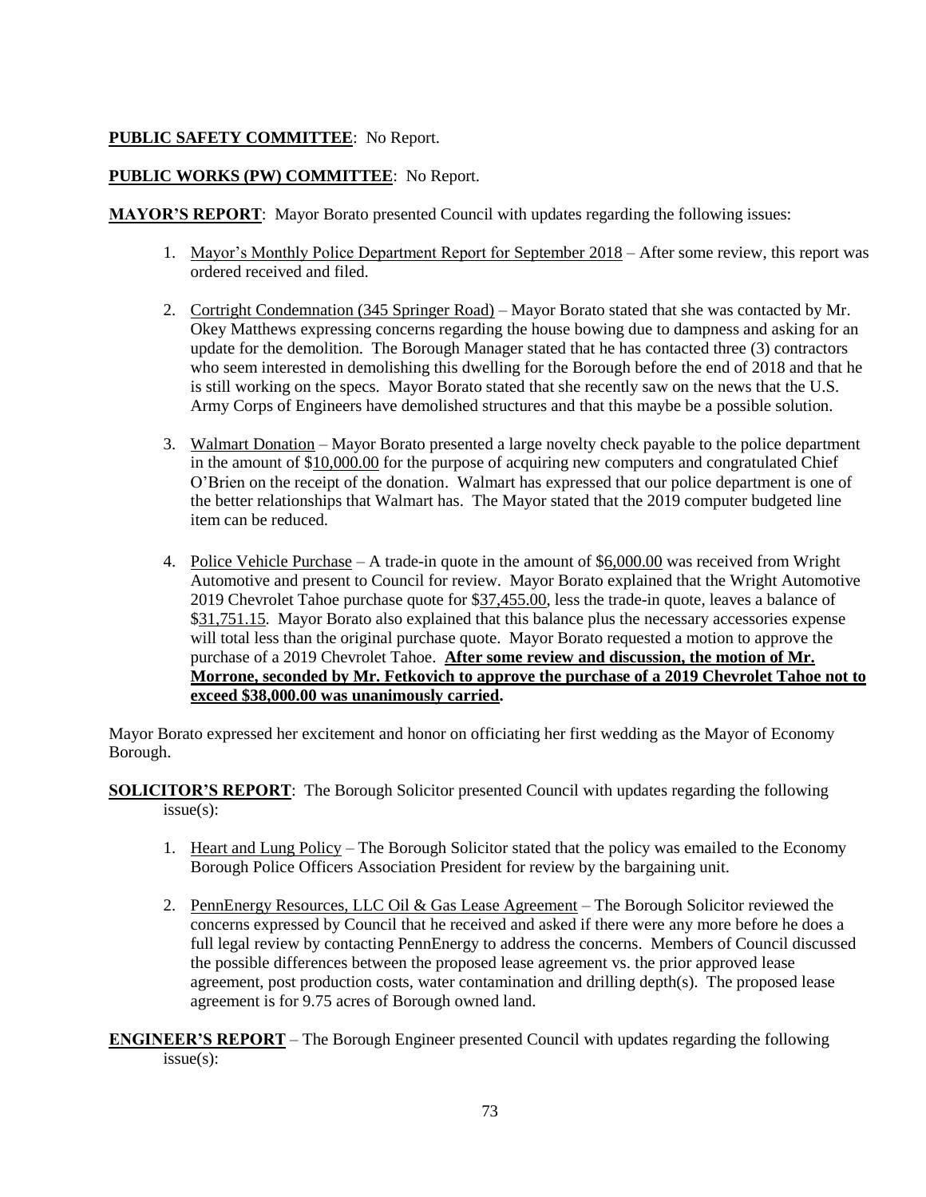**PUBLIC SAFETY COMMITTEE**: No Report.

**PUBLIC WORKS (PW) COMMITTEE**: No Report.

**MAYOR'S REPORT**: Mayor Borato presented Council with updates regarding the following issues:

1. Mayor's Monthly Police Department Report for September 2018 – After some review, this report was ordered received and filed.

2. Cortright Condemnation (345 Springer Road) – Mayor Borato stated that she was contacted by Mr. Okey Matthews expressing concerns regarding the house bowing due to dampness and asking for an update for the demolition. The Borough Manager stated that he has contacted three (3) contractors who seem interested in demolishing this dwelling for the Borough before the end of 2018 and that he is still working on the specs. Mayor Borato stated that she recently saw on the news that the U.S. Army Corps of Engineers have demolished structures and that this maybe be a possible solution.

3. Walmart Donation – Mayor Borato presented a large novelty check payable to the police department in the amount of $10,000.00 for the purpose of acquiring new computers and congratulated Chief O'Brien on the receipt of the donation. Walmart has expressed that our police department is one of the better relationships that Walmart has. The Mayor stated that the 2019 computer budgeted line item can be reduced.

4. Police Vehicle Purchase – A trade-in quote in the amount of $6,000.00 was received from Wright Automotive and present to Council for review. Mayor Borato explained that the Wright Automotive 2019 Chevrolet Tahoe purchase quote for $37,455.00, less the trade-in quote, leaves a balance of $31,751.15. Mayor Borato also explained that this balance plus the necessary accessories expense will total less than the original purchase quote. Mayor Borato requested a motion to approve the purchase of a 2019 Chevrolet Tahoe. **After some review and discussion, the motion of Mr. Morrone, seconded by Mr. Fetkovich to approve the purchase of a 2019 Chevrolet Tahoe not to exceed $38,000.00 was unanimously carried.**

Mayor Borato expressed her excitement and honor on officiating her first wedding as the Mayor of Economy Borough.

**SOLICITOR'S REPORT**: The Borough Solicitor presented Council with updates regarding the following issue(s):

1. Heart and Lung Policy – The Borough Solicitor stated that the policy was emailed to the Economy Borough Police Officers Association President for review by the bargaining unit.

2. PennEnergy Resources, LLC Oil & Gas Lease Agreement – The Borough Solicitor reviewed the concerns expressed by Council that he received and asked if there were any more before he does a full legal review by contacting PennEnergy to address the concerns. Members of Council discussed the possible differences between the proposed lease agreement vs. the prior approved lease agreement, post production costs, water contamination and drilling depth(s). The proposed lease agreement is for 9.75 acres of Borough owned land.

**ENGINEER'S REPORT** – The Borough Engineer presented Council with updates regarding the following issue(s):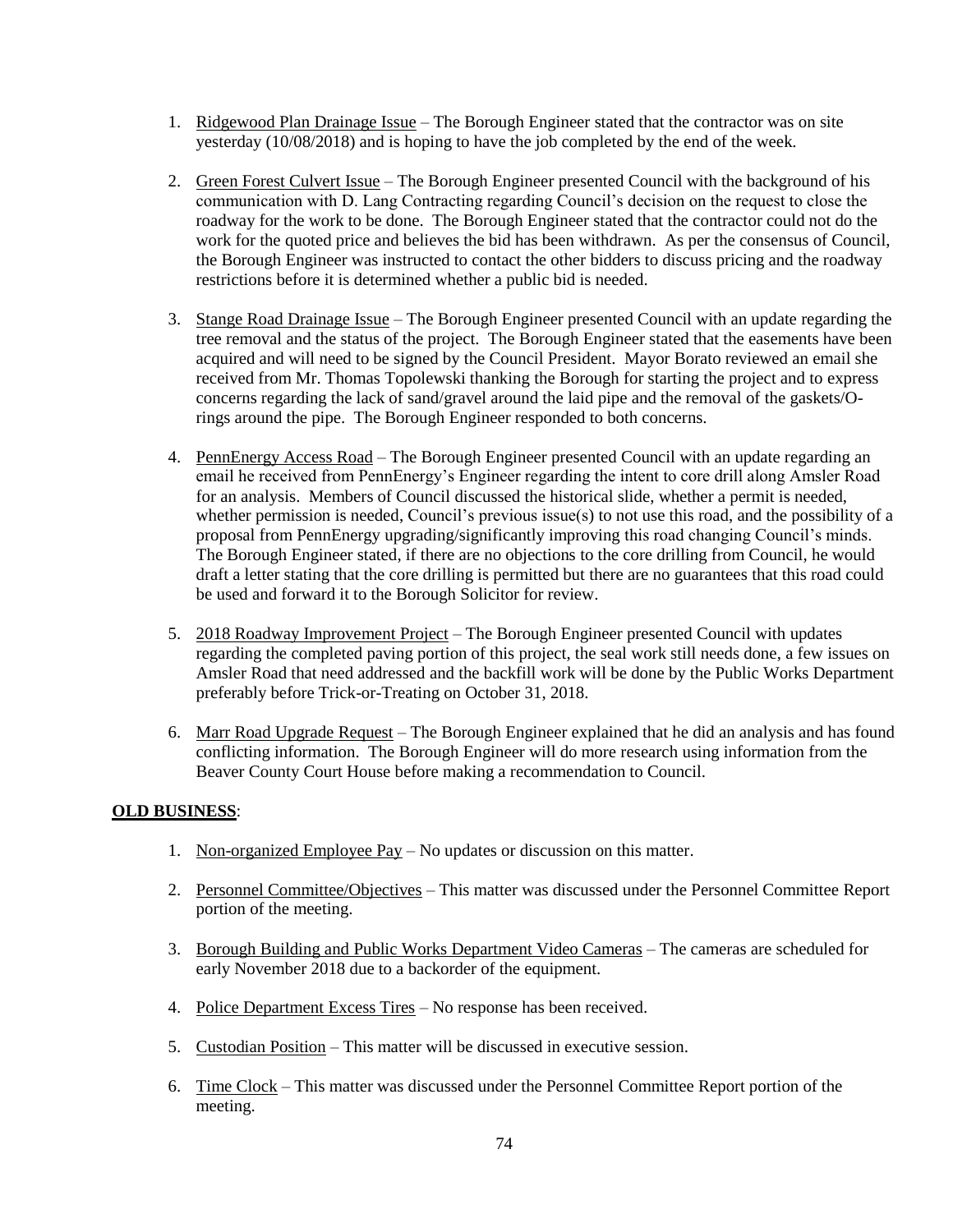1. Ridgewood Plan Drainage Issue – The Borough Engineer stated that the contractor was on site yesterday (10/08/2018) and is hoping to have the job completed by the end of the week.

2. Green Forest Culvert Issue – The Borough Engineer presented Council with the background of his communication with D. Lang Contracting regarding Council's decision on the request to close the roadway for the work to be done. The Borough Engineer stated that the contractor could not do the work for the quoted price and believes the bid has been withdrawn. As per the consensus of Council, the Borough Engineer was instructed to contact the other bidders to discuss pricing and the roadway restrictions before it is determined whether a public bid is needed.

3. Stange Road Drainage Issue – The Borough Engineer presented Council with an update regarding the tree removal and the status of the project. The Borough Engineer stated that the easements have been acquired and will need to be signed by the Council President. Mayor Borato reviewed an email she received from Mr. Thomas Topolewski thanking the Borough for starting the project and to express concerns regarding the lack of sand/gravel around the laid pipe and the removal of the gaskets/O-rings around the pipe. The Borough Engineer responded to both concerns.

4. PennEnergy Access Road – The Borough Engineer presented Council with an update regarding an email he received from PennEnergy's Engineer regarding the intent to core drill along Amsler Road for an analysis. Members of Council discussed the historical slide, whether a permit is needed, whether permission is needed, Council's previous issue(s) to not use this road, and the possibility of a proposal from PennEnergy upgrading/significantly improving this road changing Council's minds. The Borough Engineer stated, if there are no objections to the core drilling from Council, he would draft a letter stating that the core drilling is permitted but there are no guarantees that this road could be used and forward it to the Borough Solicitor for review.

5. 2018 Roadway Improvement Project – The Borough Engineer presented Council with updates regarding the completed paving portion of this project, the seal work still needs done, a few issues on Amsler Road that need addressed and the backfill work will be done by the Public Works Department preferably before Trick-or-Treating on October 31, 2018.

6. Marr Road Upgrade Request – The Borough Engineer explained that he did an analysis and has found conflicting information. The Borough Engineer will do more research using information from the Beaver County Court House before making a recommendation to Council.

**OLD BUSINESS**:

1. Non-organized Employee Pay – No updates or discussion on this matter.

2. Personnel Committee/Objectives – This matter was discussed under the Personnel Committee Report portion of the meeting.

3. Borough Building and Public Works Department Video Cameras – The cameras are scheduled for early November 2018 due to a backorder of the equipment.

4. Police Department Excess Tires – No response has been received.

5. Custodian Position – This matter will be discussed in executive session.

6. Time Clock – This matter was discussed under the Personnel Committee Report portion of the meeting.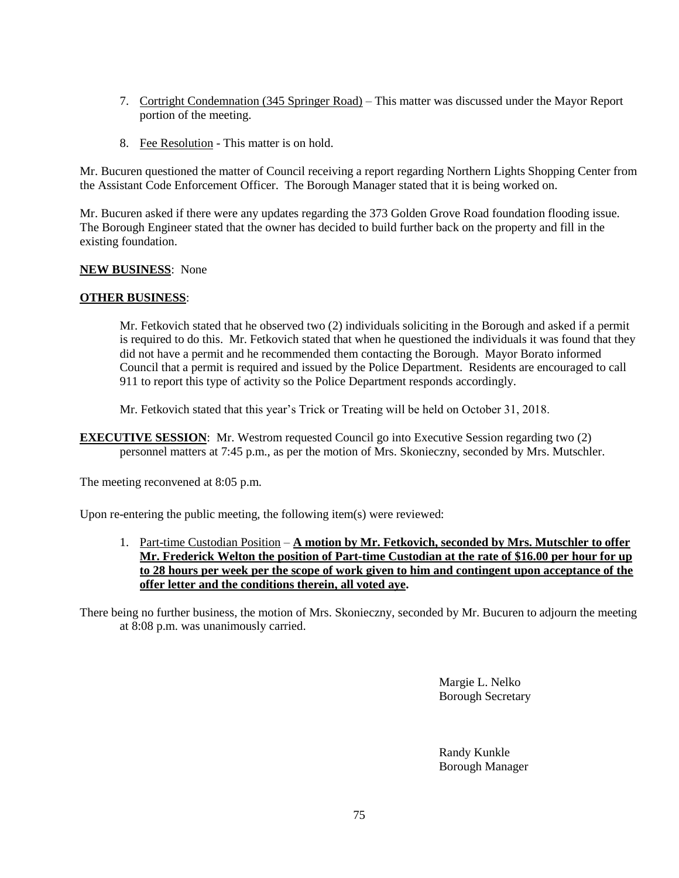7. Cortright Condemnation (345 Springer Road) – This matter was discussed under the Mayor Report portion of the meeting.

8. Fee Resolution - This matter is on hold.

Mr. Bucuren questioned the matter of Council receiving a report regarding Northern Lights Shopping Center from the Assistant Code Enforcement Officer. The Borough Manager stated that it is being worked on.

Mr. Bucuren asked if there were any updates regarding the 373 Golden Grove Road foundation flooding issue. The Borough Engineer stated that the owner has decided to build further back on the property and fill in the existing foundation.

**NEW BUSINESS**: None

**OTHER BUSINESS**:

Mr. Fetkovich stated that he observed two (2) individuals soliciting in the Borough and asked if a permit is required to do this. Mr. Fetkovich stated that when he questioned the individuals it was found that they did not have a permit and he recommended them contacting the Borough. Mayor Borato informed Council that a permit is required and issued by the Police Department. Residents are encouraged to call 911 to report this type of activity so the Police Department responds accordingly.

Mr. Fetkovich stated that this year's Trick or Treating will be held on October 31, 2018.

**EXECUTIVE SESSION**: Mr. Westrom requested Council go into Executive Session regarding two (2) personnel matters at 7:45 p.m., as per the motion of Mrs. Skonieczny, seconded by Mrs. Mutschler.

The meeting reconvened at 8:05 p.m.

Upon re-entering the public meeting, the following item(s) were reviewed:

1. Part-time Custodian Position – **A motion by Mr. Fetkovich, seconded by Mrs. Mutschler to offer Mr. Frederick Welton the position of Part-time Custodian at the rate of $16.00 per hour for up to 28 hours per week per the scope of work given to him and contingent upon acceptance of the offer letter and the conditions therein, all voted aye.**

There being no further business, the motion of Mrs. Skonieczny, seconded by Mr. Bucuren to adjourn the meeting at 8:08 p.m. was unanimously carried.

Margie L. Nelko
Borough Secretary

Randy Kunkle
Borough Manager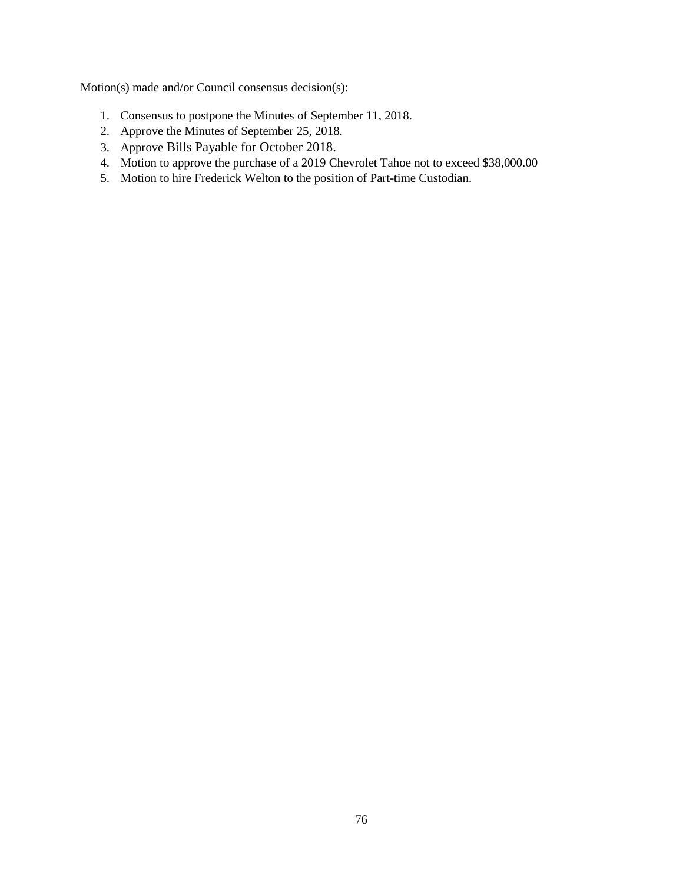Motion(s) made and/or Council consensus decision(s):

1. Consensus to postpone the Minutes of September 11, 2018.
2. Approve the Minutes of September 25, 2018.
3. Approve Bills Payable for October 2018.
4. Motion to approve the purchase of a 2019 Chevrolet Tahoe not to exceed $38,000.00
5. Motion to hire Frederick Welton to the position of Part-time Custodian.